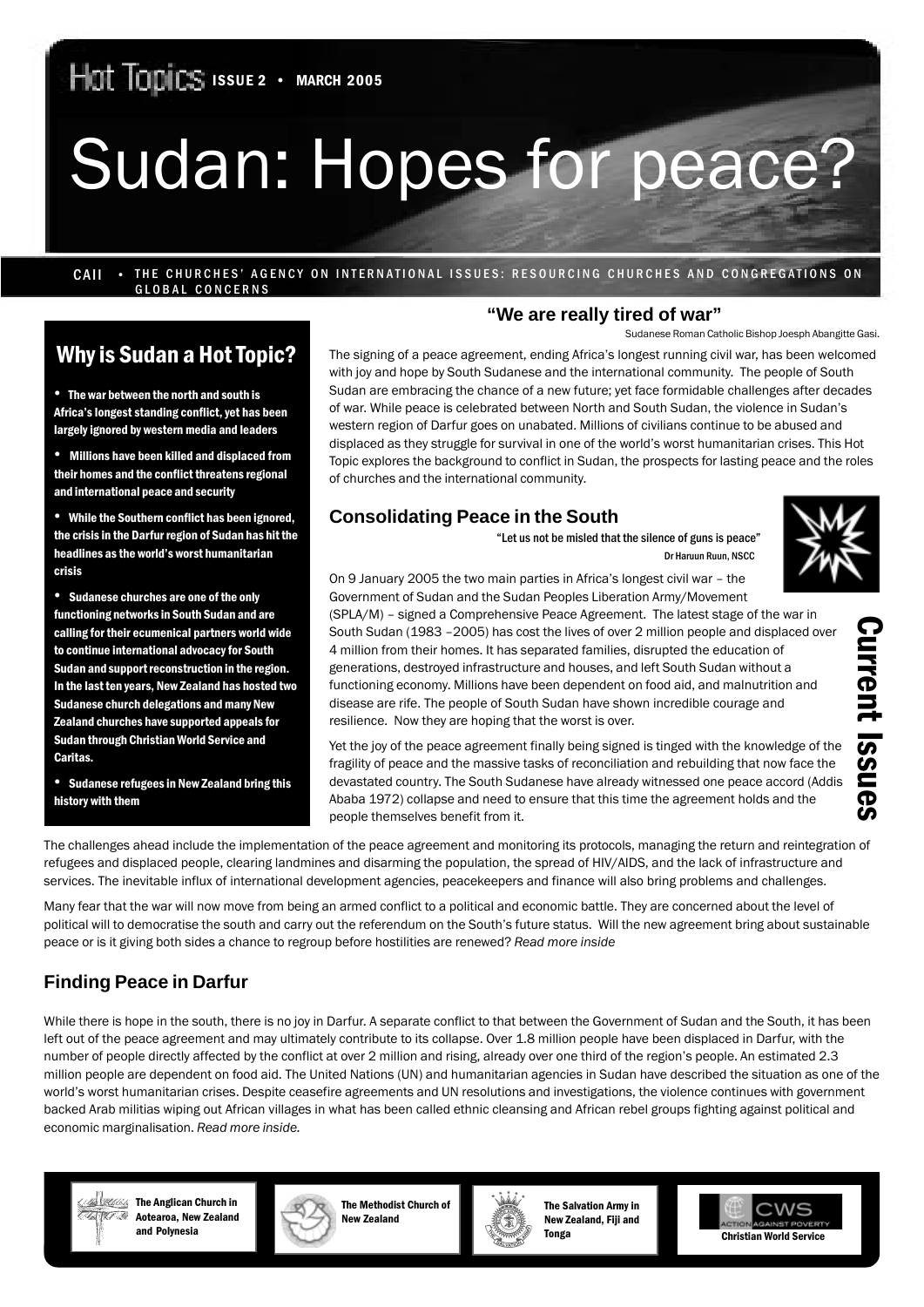Hot Topics ISSUE 2 • MARCH 2005

# Sudan: Hopes for peace?

CAII • THE CHURCHES' AGENCY ON INTERNATIONAL ISSUES: RESOURCING CHURCHES AND CONGREGATIONS ON GLOBAL CONCERNS

## Why is Sudan a Hot Topic?

- The war between the north and south is Africa's longest standing conflict, yet has been largely ignored by western media and leaders
- Millions have been killed and displaced from their homes and the conflict threatens regional and international peace and security
- While the Southern conflict has been ignored, the crisis in the Darfur region of Sudan has hit the headlines as the world's worst humanitarian crisis
- Sudanese churches are one of the only functioning networks in South Sudan and are calling for their ecumenical partners world wide to continue international advocacy for South Sudan and support reconstruction in the region. In the last ten years, New Zealand has hosted two Sudanese church delegations and many New Zealand churches have supported appeals for Sudan through Christian World Service and Caritas.
- Sudanese refugees in New Zealand bring this history with them

## "We are really tired of war"

Sudanese Roman Catholic Bishop Joesph Abangitte Gasi.

The signing of a peace agreement, ending Africa's longest running civil war, has been welcomed with joy and hope by South Sudanese and the international community. The people of South Sudan are embracing the chance of a new future; yet face formidable challenges after decades of war. While peace is celebrated between North and South Sudan, the violence in Sudan's western region of Darfur goes on unabated. Millions of civilians continue to be abused and displaced as they struggle for survival in one of the world's worst humanitarian crises. This Hot Topic explores the background to conflict in Sudan, the prospects for lasting peace and the roles of churches and the international community.

Current Issues

## Consolidating Peace in the South

"Let us not be misled that the silence of guns is peace"
Dr Haruun Ruun, NSCC

On 9 January 2005 the two main parties in Africa's longest civil war – the Government of Sudan and the Sudan Peoples Liberation Army/Movement (SPLA/M) – signed a Comprehensive Peace Agreement. The latest stage of the war in South Sudan (1983 –2005) has cost the lives of over 2 million people and displaced over 4 million from their homes. It has separated families, disrupted the education of generations, destroyed infrastructure and houses, and left South Sudan without a functioning economy. Millions have been dependent on food aid, and malnutrition and disease are rife. The people of South Sudan have shown incredible courage and resilience. Now they are hoping that the worst is over.

Yet the joy of the peace agreement finally being signed is tinged with the knowledge of the fragility of peace and the massive tasks of reconciliation and rebuilding that now face the devastated country. The South Sudanese have already witnessed one peace accord (Addis Ababa 1972) collapse and need to ensure that this time the agreement holds and the people themselves benefit from it.

The challenges ahead include the implementation of the peace agreement and monitoring its protocols, managing the return and reintegration of refugees and displaced people, clearing landmines and disarming the population, the spread of HIV/AIDS, and the lack of infrastructure and services. The inevitable influx of international development agencies, peacekeepers and finance will also bring problems and challenges.

Many fear that the war will now move from being an armed conflict to a political and economic battle. They are concerned about the level of political will to democratise the south and carry out the referendum on the South's future status. Will the new agreement bring about sustainable peace or is it giving both sides a chance to regroup before hostilities are renewed? *Read more inside*

## Finding Peace in Darfur

While there is hope in the south, there is no joy in Darfur. A separate conflict to that between the Government of Sudan and the South, it has been left out of the peace agreement and may ultimately contribute to its collapse. Over 1.8 million people have been displaced in Darfur, with the number of people directly affected by the conflict at over 2 million and rising, already over one third of the region's people. An estimated 2.3 million people are dependent on food aid. The United Nations (UN) and humanitarian agencies in Sudan have described the situation as one of the world's worst humanitarian crises. Despite ceasefire agreements and UN resolutions and investigations, the violence continues with government backed Arab militias wiping out African villages in what has been called ethnic cleansing and African rebel groups fighting against political and economic marginalisation. *Read more inside.*

The Anglican Church in Aotearoa, New Zealand and Polynesia

The Methodist Church of New Zealand

The Salvation Army in New Zealand, Fiji and Tonga

CWS ACTION AGAINST POVERTY
Christian World Service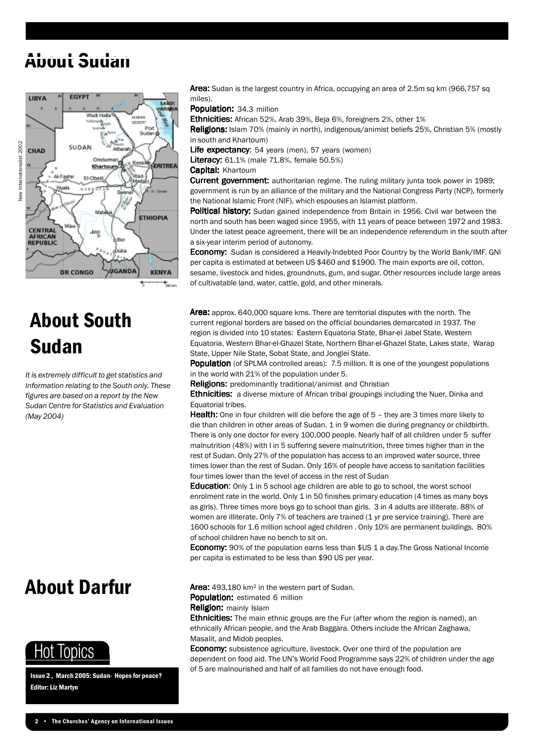# About Sudan

**Area:** Sudan is the largest country in Africa, occupying an area of 2.5m sq km (966,757 sq miles).

**Population:** 34.3 million

**Ethnicities:** African 52%, Arab 39%, Beja 6%, foreigners 2%, other 1%

**Religions:** Islam 70% (mainly in north), indigenous/animist beliefs 25%, Christian 5% (mostly in south and Khartoum)

**Life expectancy**: 54 years (men), 57 years (women)

**Literacy:** 61.1% (male 71.8%, female 50.5%)

**Capital:** Khartoum

**Current government:** authoritarian regime. The ruling military junta took power in 1989; government is run by an alliance of the military and the National Congress Party (NCP), formerly the National Islamic Front (NIF), which espouses an Islamist platform.

**Political history:** Sudan gained independence from Britain in 1956. Civil war between the north and south has been waged since 1955, with 11 years of peace between 1972 and 1983. Under the latest peace agreement, there will be an independence referendum in the south after a six-year interim period of autonomy.

**Economy:** Sudan is considered a Heavily-Indebted Poor Country by the World Bank/IMF. GNI per capita is estimated at between US $460 and $1900. The main exports are oil, cotton, sesame, livestock and hides, groundnuts, gum, and sugar. Other resources include large areas of cultivatable land, water, cattle, gold, and other minerals.

# About South Sudan

*It is extremely difficult to get statistics and information relating to the South only. These figures are based on a report by the New Sudan Centre for Statistics and Evaluation (May 2004)*

**Area:** approx. 640,000 square kms. There are territorial disputes with the north. The current regional borders are based on the official boundaries demarcated in 1937. The region is divided into 10 states: Eastern Equatoria State, Bhar-el Jabel State, Western Equatoria, Western Bhar-el-Ghazel State, Northern Bhar-el-Ghazel State, Lakes state, Warap State, Upper Nile State, Sobat State, and Jonglei State.

**Population** (of SPLMA controlled areas): 7.5 million. It is one of the youngest populations in the world with 21% of the population under 5.

**Religions:** predominantly traditional/animist and Christian

**Ethnicities:** a diverse mixture of African tribal groupings including the Nuer, Dinka and Equatorial tribes.

**Health:** One in four children will die before the age of 5 – they are 3 times more likely to die than children in other areas of Sudan. 1 in 9 women die during pregnancy or childbirth. There is only one doctor for every 100,000 people. Nearly half of all children under 5 suffer malnutrition (48%) with I in 5 suffering severe malnutrition, three times higher than in the rest of Sudan. Only 27% of the population has access to an improved water source, three times lower than the rest of Sudan. Only 16% of people have access to sanitation facilities four times lower than the level of access in the rest of Sudan

**Education**: Only 1 in 5 school age children are able to go to school, the worst school enrolment rate in the world. Only 1 in 50 finishes primary education (4 times as many boys as girls). Three times more boys go to school than girls. 3 in 4 adults are illiterate. 88% of women are illiterate. Only 7% of teachers are trained (1 yr pre service training). There are 1600 schools for 1.6 million school aged children . Only 10% are permanent buildings. 80% of school children have no bench to sit on.

**Economy:** 90% of the population earns less than $US 1 a day.The Gross National Income per capita is estimated to be less than $90 US per year.

# About Darfur

**Area:** 493,180 km$^2$ in the western part of Sudan.

**Population:** estimated 6 million

**Religion:** mainly Islam

**Ethnicities:** The main ethnic groups are the Fur (after whom the region is named), an ethnically African people, and the Arab Baggara. Others include the African Zaghawa, Masalit, and Midob peoples.

**Economy:** subsistence agriculture, livestock. Over one third of the population are dependent on food aid. The UN's World Food Programme says 22% of children under the age of 5 are malnourished and half of all families do not have enough food.

## Hot Topics

**Issue 2 , March 2005: Sudan- Hopes for peace?**
**Editor: Liz Martyn**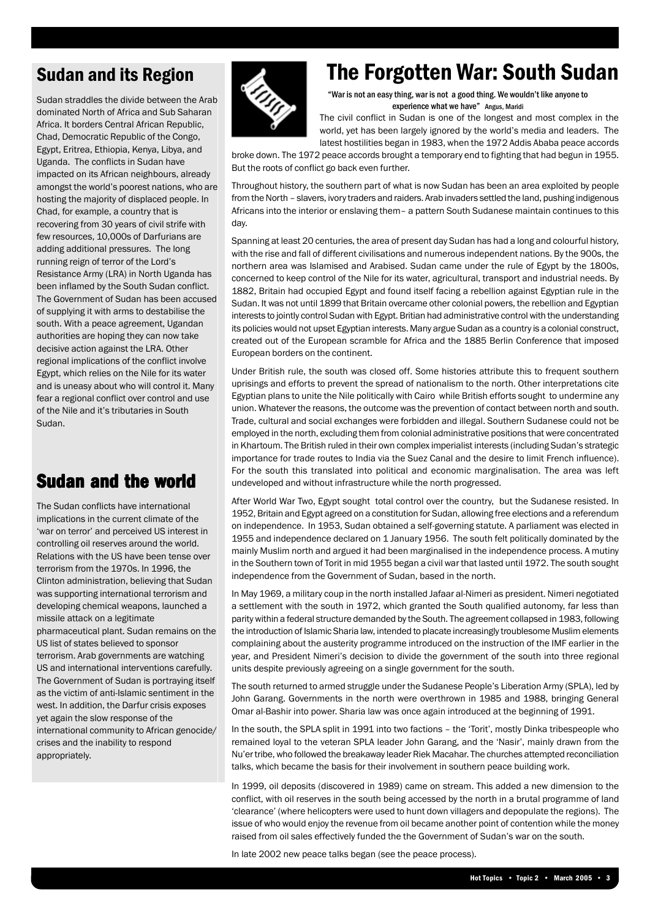# The Forgotten War: South Sudan

"War is not an easy thing, war is not a good thing. We wouldn't like anyone to experience what we have" Angus, Maridi

The civil conflict in Sudan is one of the longest and most complex in the world, yet has been largely ignored by the world's media and leaders. The latest hostilities began in 1983, when the 1972 Addis Ababa peace accords broke down. The 1972 peace accords brought a temporary end to fighting that had begun in 1955. But the roots of conflict go back even further.

Throughout history, the southern part of what is now Sudan has been an area exploited by people from the North – slavers, ivory traders and raiders. Arab invaders settled the land, pushing indigenous Africans into the interior or enslaving them– a pattern South Sudanese maintain continues to this day.

Spanning at least 20 centuries, the area of present day Sudan has had a long and colourful history, with the rise and fall of different civilisations and numerous independent nations. By the 900s, the northern area was Islamised and Arabised. Sudan came under the rule of Egypt by the 1800s, concerned to keep control of the Nile for its water, agricultural, transport and industrial needs. By 1882, Britain had occupied Egypt and found itself facing a rebellion against Egyptian rule in the Sudan. It was not until 1899 that Britain overcame other colonial powers, the rebellion and Egyptian interests to jointly control Sudan with Egypt. Britian had administrative control with the understanding its policies would not upset Egyptian interests. Many argue Sudan as a country is a colonial construct, created out of the European scramble for Africa and the 1885 Berlin Conference that imposed European borders on the continent.

Under British rule, the south was closed off. Some histories attribute this to frequent southern uprisings and efforts to prevent the spread of nationalism to the north. Other interpretations cite Egyptian plans to unite the Nile politically with Cairo while British efforts sought to undermine any union. Whatever the reasons, the outcome was the prevention of contact between north and south. Trade, cultural and social exchanges were forbidden and illegal. Southern Sudanese could not be employed in the north, excluding them from colonial administrative positions that were concentrated in Khartoum. The British ruled in their own complex imperialist interests (including Sudan's strategic importance for trade routes to India via the Suez Canal and the desire to limit French influence). For the south this translated into political and economic marginalisation. The area was left undeveloped and without infrastructure while the north progressed.

After World War Two, Egypt sought total control over the country, but the Sudanese resisted. In 1952, Britain and Egypt agreed on a constitution for Sudan, allowing free elections and a referendum on independence. In 1953, Sudan obtained a self-governing statute. A parliament was elected in 1955 and independence declared on 1 January 1956. The south felt politically dominated by the mainly Muslim north and argued it had been marginalised in the independence process. A mutiny in the Southern town of Torit in mid 1955 began a civil war that lasted until 1972. The south sought independence from the Government of Sudan, based in the north.

In May 1969, a military coup in the north installed Jafaar al-Nimeri as president. Nimeri negotiated a settlement with the south in 1972, which granted the South qualified autonomy, far less than parity within a federal structure demanded by the South. The agreement collapsed in 1983, following the introduction of Islamic Sharia law, intended to placate increasingly troublesome Muslim elements complaining about the austerity programme introduced on the instruction of the IMF earlier in the year, and President Nimeri's decision to divide the government of the south into three regional units despite previously agreeing on a single government for the south.

The south returned to armed struggle under the Sudanese People's Liberation Army (SPLA), led by John Garang. Governments in the north were overthrown in 1985 and 1988, bringing General Omar al-Bashir into power. Sharia law was once again introduced at the beginning of 1991.

In the south, the SPLA split in 1991 into two factions – the 'Torit', mostly Dinka tribespeople who remained loyal to the veteran SPLA leader John Garang, and the 'Nasir', mainly drawn from the Nu'er tribe, who followed the breakaway leader Riek Macahar. The churches attempted reconciliation talks, which became the basis for their involvement in southern peace building work.

In 1999, oil deposits (discovered in 1989) came on stream. This added a new dimension to the conflict, with oil reserves in the south being accessed by the north in a brutal programme of land 'clearance' (where helicopters were used to hunt down villagers and depopulate the regions). The issue of who would enjoy the revenue from oil became another point of contention while the money raised from oil sales effectively funded the the Government of Sudan's war on the south.

In late 2002 new peace talks began (see the peace process).

## Sudan and its Region

Sudan straddles the divide between the Arab dominated North of Africa and Sub Saharan Africa. It borders Central African Republic, Chad, Democratic Republic of the Congo, Egypt, Eritrea, Ethiopia, Kenya, Libya, and Uganda. The conflicts in Sudan have impacted on its African neighbours, already amongst the world's poorest nations, who are hosting the majority of displaced people. In Chad, for example, a country that is recovering from 30 years of civil strife with few resources, 10,000s of Darfurians are adding additional pressures. The long running reign of terror of the Lord's Resistance Army (LRA) in North Uganda has been inflamed by the South Sudan conflict. The Government of Sudan has been accused of supplying it with arms to destabilise the south. With a peace agreement, Ugandan authorities are hoping they can now take decisive action against the LRA. Other regional implications of the conflict involve Egypt, which relies on the Nile for its water and is uneasy about who will control it. Many fear a regional conflict over control and use of the Nile and it's tributaries in South Sudan.

## Sudan and the world

The Sudan conflicts have international implications in the current climate of the 'war on terror' and perceived US interest in controlling oil reserves around the world. Relations with the US have been tense over terrorism from the 1970s. In 1996, the Clinton administration, believing that Sudan was supporting international terrorism and developing chemical weapons, launched a missile attack on a legitimate pharmaceutical plant. Sudan remains on the US list of states believed to sponsor terrorism. Arab governments are watching US and international interventions carefully. The Government of Sudan is portraying itself as the victim of anti-Islamic sentiment in the west. In addition, the Darfur crisis exposes yet again the slow response of the international community to African genocide/ crises and the inability to respond appropriately.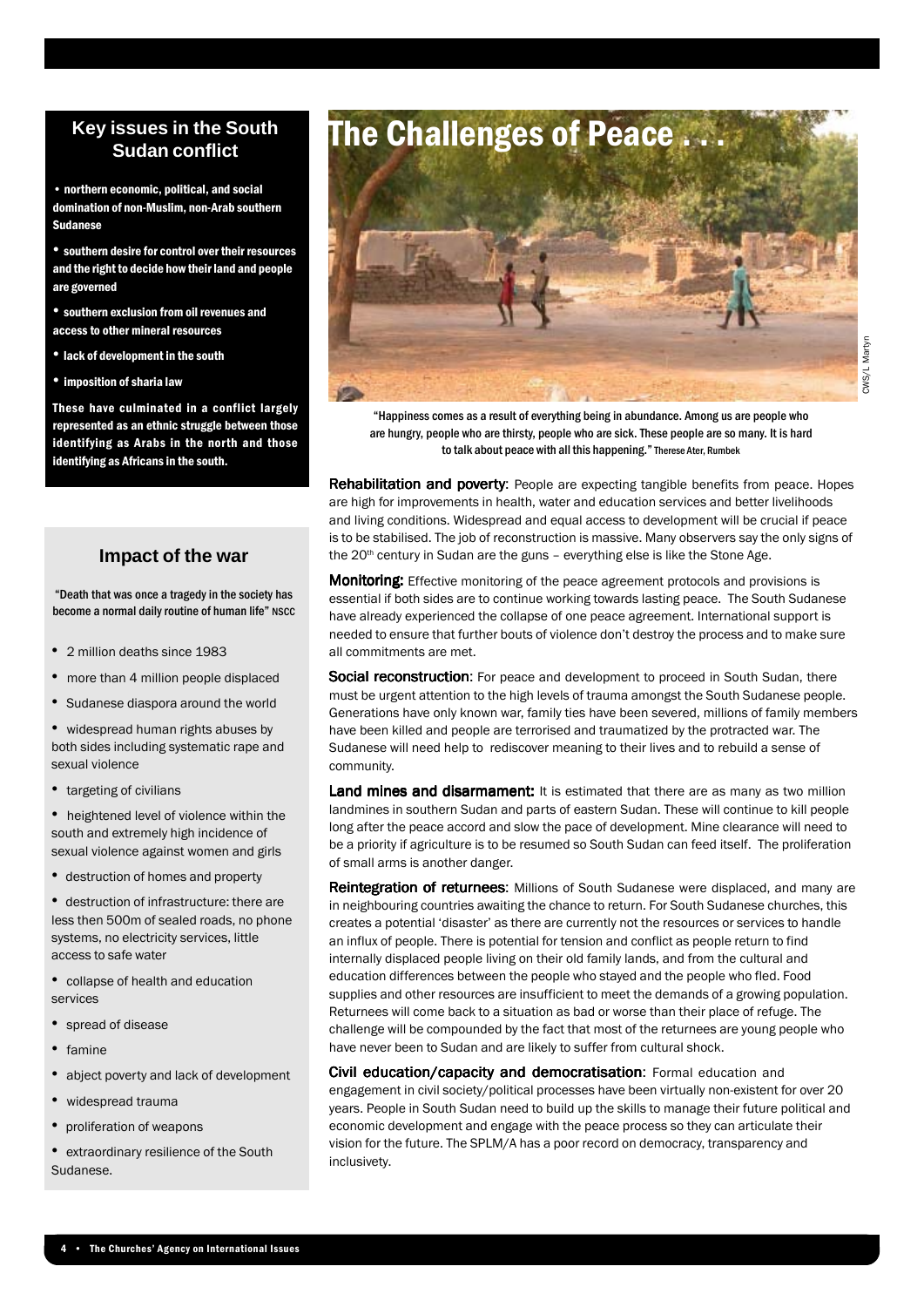## Key issues in the South Sudan conflict

- northern economic, political, and social domination of non-Muslim, non-Arab southern Sudanese
- southern desire for control over their resources and the right to decide how their land and people are governed
- southern exclusion from oil revenues and access to other mineral resources
- lack of development in the south
- imposition of sharia law

**These have culminated in a conflict largely represented as an ethnic struggle between those identifying as Arabs in the north and those identifying as Africans in the south.**

## Impact of the war

"Death that was once a tragedy in the society has become a normal daily routine of human life" NSCC

- 2 million deaths since 1983
- more than 4 million people displaced
- Sudanese diaspora around the world
- widespread human rights abuses by both sides including systematic rape and sexual violence
- targeting of civilians
- heightened level of violence within the south and extremely high incidence of sexual violence against women and girls
- destruction of homes and property
- destruction of infrastructure: there are less then 500m of sealed roads, no phone systems, no electricity services, little access to safe water
- collapse of health and education services
- spread of disease
- famine
- abject poverty and lack of development
- widespread trauma
- proliferation of weapons
- extraordinary resilience of the South Sudanese.

# The Challenges of Peace . . .

CWS/L Martyn

"Happiness comes as a result of everything being in abundance. Among us are people who are hungry, people who are thirsty, people who are sick. These people are so many. It is hard to talk about peace with all this happening." Therese Ater, Rumbek

**Rehabilitation and poverty**: People are expecting tangible benefits from peace. Hopes are high for improvements in health, water and education services and better livelihoods and living conditions. Widespread and equal access to development will be crucial if peace is to be stabilised. The job of reconstruction is massive. Many observers say the only signs of the 20th century in Sudan are the guns – everything else is like the Stone Age.

**Monitoring:** Effective monitoring of the peace agreement protocols and provisions is essential if both sides are to continue working towards lasting peace. The South Sudanese have already experienced the collapse of one peace agreement. International support is needed to ensure that further bouts of violence don't destroy the process and to make sure all commitments are met.

**Social reconstruction**: For peace and development to proceed in South Sudan, there must be urgent attention to the high levels of trauma amongst the South Sudanese people. Generations have only known war, family ties have been severed, millions of family members have been killed and people are terrorised and traumatized by the protracted war. The Sudanese will need help to rediscover meaning to their lives and to rebuild a sense of community.

**Land mines and disarmament:** It is estimated that there are as many as two million landmines in southern Sudan and parts of eastern Sudan. These will continue to kill people long after the peace accord and slow the pace of development. Mine clearance will need to be a priority if agriculture is to be resumed so South Sudan can feed itself. The proliferation of small arms is another danger.

**Reintegration of returnees**: Millions of South Sudanese were displaced, and many are in neighbouring countries awaiting the chance to return. For South Sudanese churches, this creates a potential 'disaster' as there are currently not the resources or services to handle an influx of people. There is potential for tension and conflict as people return to find internally displaced people living on their old family lands, and from the cultural and education differences between the people who stayed and the people who fled. Food supplies and other resources are insufficient to meet the demands of a growing population. Returnees will come back to a situation as bad or worse than their place of refuge. The challenge will be compounded by the fact that most of the returnees are young people who have never been to Sudan and are likely to suffer from cultural shock.

**Civil education/capacity and democratisation**: Formal education and engagement in civil society/political processes have been virtually non-existent for over 20 years. People in South Sudan need to build up the skills to manage their future political and economic development and engage with the peace process so they can articulate their vision for the future. The SPLM/A has a poor record on democracy, transparency and inclusivety.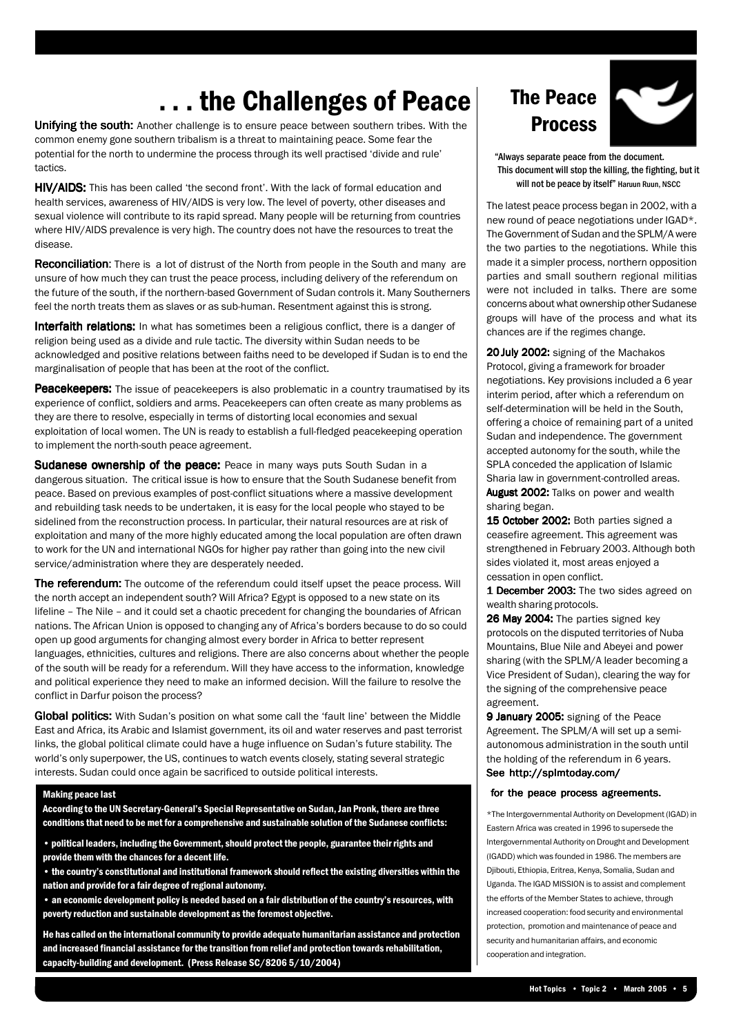# . . . the Challenges of Peace

**Unifying the south:** Another challenge is to ensure peace between southern tribes. With the common enemy gone southern tribalism is a threat to maintaining peace. Some fear the potential for the north to undermine the process through its well practised 'divide and rule' tactics.

**HIV/AIDS:** This has been called 'the second front'. With the lack of formal education and health services, awareness of HIV/AIDS is very low. The level of poverty, other diseases and sexual violence will contribute to its rapid spread. Many people will be returning from countries where HIV/AIDS prevalence is very high. The country does not have the resources to treat the disease.

**Reconciliation**: There is a lot of distrust of the North from people in the South and many are unsure of how much they can trust the peace process, including delivery of the referendum on the future of the south, if the northern-based Government of Sudan controls it. Many Southerners feel the north treats them as slaves or as sub-human. Resentment against this is strong.

**Interfaith relations:** In what has sometimes been a religious conflict, there is a danger of religion being used as a divide and rule tactic. The diversity within Sudan needs to be acknowledged and positive relations between faiths need to be developed if Sudan is to end the marginalisation of people that has been at the root of the conflict.

**Peacekeepers:** The issue of peacekeepers is also problematic in a country traumatised by its experience of conflict, soldiers and arms. Peacekeepers can often create as many problems as they are there to resolve, especially in terms of distorting local economies and sexual exploitation of local women. The UN is ready to establish a full-fledged peacekeeping operation to implement the north-south peace agreement.

**Sudanese ownership of the peace:** Peace in many ways puts South Sudan in a dangerous situation. The critical issue is how to ensure that the South Sudanese benefit from peace. Based on previous examples of post-conflict situations where a massive development and rebuilding task needs to be undertaken, it is easy for the local people who stayed to be sidelined from the reconstruction process. In particular, their natural resources are at risk of exploitation and many of the more highly educated among the local population are often drawn to work for the UN and international NGOs for higher pay rather than going into the new civil service/administration where they are desperately needed.

**The referendum:** The outcome of the referendum could itself upset the peace process. Will the north accept an independent south? Will Africa? Egypt is opposed to a new state on its lifeline – The Nile – and it could set a chaotic precedent for changing the boundaries of African nations. The African Union is opposed to changing any of Africa's borders because to do so could open up good arguments for changing almost every border in Africa to better represent languages, ethnicities, cultures and religions. There are also concerns about whether the people of the south will be ready for a referendum. Will they have access to the information, knowledge and political experience they need to make an informed decision. Will the failure to resolve the conflict in Darfur poison the process?

**Global politics:** With Sudan's position on what some call the 'fault line' between the Middle East and Africa, its Arabic and Islamist government, its oil and water reserves and past terrorist links, the global political climate could have a huge influence on Sudan's future stability. The world's only superpower, the US, continues to watch events closely, stating several strategic interests. Sudan could once again be sacrificed to outside political interests.

**Making peace last**

**According to the UN Secretary-General's Special Representative on Sudan, Jan Pronk, there are three conditions that need to be met for a comprehensive and sustainable solution of the Sudanese conflicts:**

- **political leaders, including the Government, should protect the people, guarantee their rights and provide them with the chances for a decent life.**
- **the country's constitutional and institutional framework should reflect the existing diversities within the nation and provide for a fair degree of regional autonomy.**
- **an economic development policy is needed based on a fair distribution of the country's resources, with poverty reduction and sustainable development as the foremost objective.**

**He has called on the international community to provide adequate humanitarian assistance and protection and increased financial assistance for the transition from relief and protection towards rehabilitation, capacity-building and development. (Press Release SC/8206 5/10/2004)**

## The Peace Process

"Always separate peace from the document. This document will stop the killing, the fighting, but it will not be peace by itself" Haruun Ruun, NSCC

The latest peace process began in 2002, with a new round of peace negotiations under IGAD*. The Government of Sudan and the SPLM/A were the two parties to the negotiations. While this made it a simpler process, northern opposition parties and small southern regional militias were not included in talks. There are some concerns about what ownership other Sudanese groups will have of the process and what its chances are if the regimes change.

**20 July 2002:** signing of the Machakos Protocol, giving a framework for broader negotiations. Key provisions included a 6 year interim period, after which a referendum on self-determination will be held in the South, offering a choice of remaining part of a united Sudan and independence. The government accepted autonomy for the south, while the SPLA conceded the application of Islamic Sharia law in government-controlled areas.

**August 2002:** Talks on power and wealth sharing began.

**15 October 2002:** Both parties signed a ceasefire agreement. This agreement was strengthened in February 2003. Although both sides violated it, most areas enjoyed a cessation in open conflict.

**1 December 2003:** The two sides agreed on wealth sharing protocols.

**26 May 2004:** The parties signed key protocols on the disputed territories of Nuba Mountains, Blue Nile and Abeyei and power sharing (with the SPLM/A leader becoming a Vice President of Sudan), clearing the way for the signing of the comprehensive peace agreement.

**9 January 2005:** signing of the Peace Agreement. The SPLM/A will set up a semi-autonomous administration in the south until the holding of the referendum in 6 years.

See http://splmtoday.com/ for the peace process agreements.

*The Intergovernmental Authority on Development (IGAD) in Eastern Africa was created in 1996 to supersede the Intergovernmental Authority on Drought and Development (IGADD) which was founded in 1986. The members are Djibouti, Ethiopia, Eritrea, Kenya, Somalia, Sudan and Uganda. The IGAD MISSION is to assist and complement the efforts of the Member States to achieve, through increased cooperation: food security and environmental protection, promotion and maintenance of peace and security and humanitarian affairs, and economic cooperation and integration.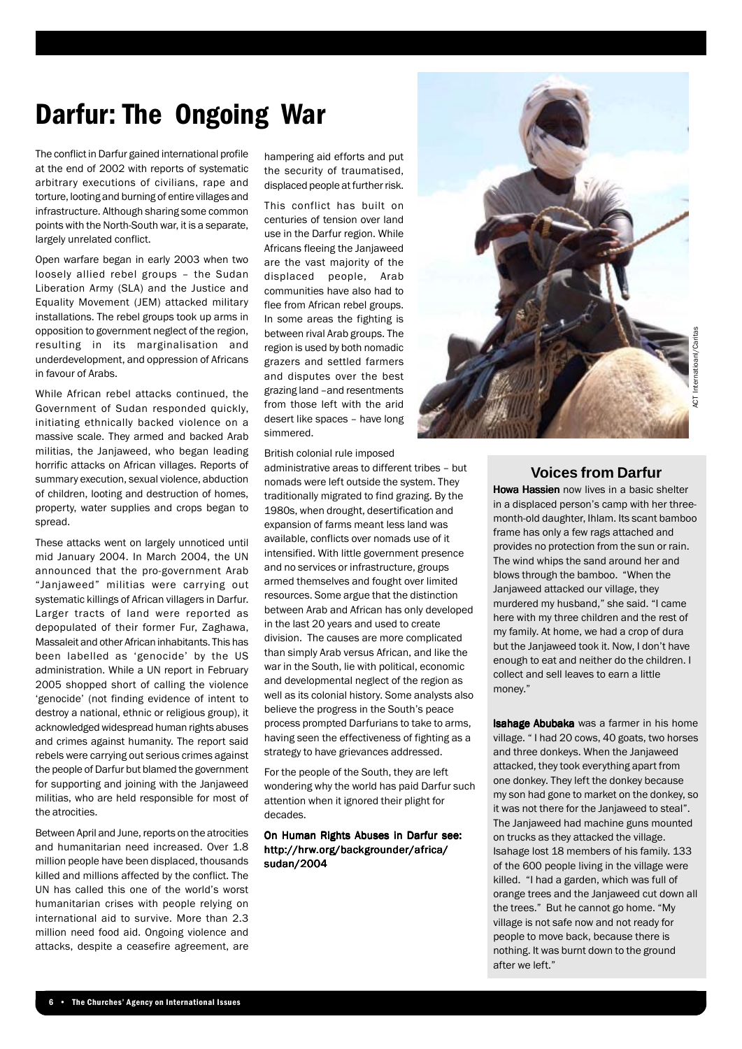# Darfur: The Ongoing War

The conflict in Darfur gained international profile at the end of 2002 with reports of systematic arbitrary executions of civilians, rape and torture, looting and burning of entire villages and infrastructure. Although sharing some common points with the North-South war, it is a separate, largely unrelated conflict.

Open warfare began in early 2003 when two loosely allied rebel groups – the Sudan Liberation Army (SLA) and the Justice and Equality Movement (JEM) attacked military installations. The rebel groups took up arms in opposition to government neglect of the region, resulting in its marginalisation and underdevelopment, and oppression of Africans in favour of Arabs.

While African rebel attacks continued, the Government of Sudan responded quickly, initiating ethnically backed violence on a massive scale. They armed and backed Arab militias, the Janjaweed, who began leading horrific attacks on African villages. Reports of summary execution, sexual violence, abduction of children, looting and destruction of homes, property, water supplies and crops began to spread.

These attacks went on largely unnoticed until mid January 2004. In March 2004, the UN announced that the pro-government Arab "Janjaweed" militias were carrying out systematic killings of African villagers in Darfur. Larger tracts of land were reported as depopulated of their former Fur, Zaghawa, Massaleit and other African inhabitants. This has been labelled as 'genocide' by the US administration. While a UN report in February 2005 shopped short of calling the violence 'genocide' (not finding evidence of intent to destroy a national, ethnic or religious group), it acknowledged widespread human rights abuses and crimes against humanity. The report said rebels were carrying out serious crimes against the people of Darfur but blamed the government for supporting and joining with the Janjaweed militias, who are held responsible for most of the atrocities.

Between April and June, reports on the atrocities and humanitarian need increased. Over 1.8 million people have been displaced, thousands killed and millions affected by the conflict. The UN has called this one of the world's worst humanitarian crises with people relying on international aid to survive. More than 2.3 million need food aid. Ongoing violence and attacks, despite a ceasefire agreement, are hampering aid efforts and put the security of traumatised, displaced people at further risk.

This conflict has built on centuries of tension over land use in the Darfur region. While Africans fleeing the Janjaweed are the vast majority of the displaced people, Arab communities have also had to flee from African rebel groups. In some areas the fighting is between rival Arab groups. The region is used by both nomadic grazers and settled farmers and disputes over the best grazing land –and resentments from those left with the arid desert like spaces – have long simmered.

British colonial rule imposed administrative areas to different tribes – but nomads were left outside the system. They traditionally migrated to find grazing. By the 1980s, when drought, desertification and expansion of farms meant less land was available, conflicts over nomads use of it intensified. With little government presence and no services or infrastructure, groups armed themselves and fought over limited resources. Some argue that the distinction between Arab and African has only developed in the last 20 years and used to create division. The causes are more complicated than simply Arab versus African, and like the war in the South, lie with political, economic and developmental neglect of the region as well as its colonial history. Some analysts also believe the progress in the South's peace process prompted Darfurians to take to arms, having seen the effectiveness of fighting as a strategy to have grievances addressed.

For the people of the South, they are left wondering why the world has paid Darfur such attention when it ignored their plight for decades.

**On Human Rights Abuses in Darfur see: http://hrw.org/backgrounder/africa/sudan/2004**

ACT International/Caritas

## Voices from Darfur

**Howa Hassien** now lives in a basic shelter in a displaced person's camp with her three-month-old daughter, Ihlam. Its scant bamboo frame has only a few rags attached and provides no protection from the sun or rain. The wind whips the sand around her and blows through the bamboo. "When the Janjaweed attacked our village, they murdered my husband," she said. "I came here with my three children and the rest of my family. At home, we had a crop of dura but the Janjaweed took it. Now, I don't have enough to eat and neither do the children. I collect and sell leaves to earn a little money."

**Isahage Abubaka** was a farmer in his home village. " I had 20 cows, 40 goats, two horses and three donkeys. When the Janjaweed attacked, they took everything apart from one donkey. They left the donkey because my son had gone to market on the donkey, so it was not there for the Janjaweed to steal". The Janjaweed had machine guns mounted on trucks as they attacked the village. Isahage lost 18 members of his family. 133 of the 600 people living in the village were killed. "I had a garden, which was full of orange trees and the Janjaweed cut down all the trees." But he cannot go home. "My village is not safe now and not ready for people to move back, because there is nothing. It was burnt down to the ground after we left."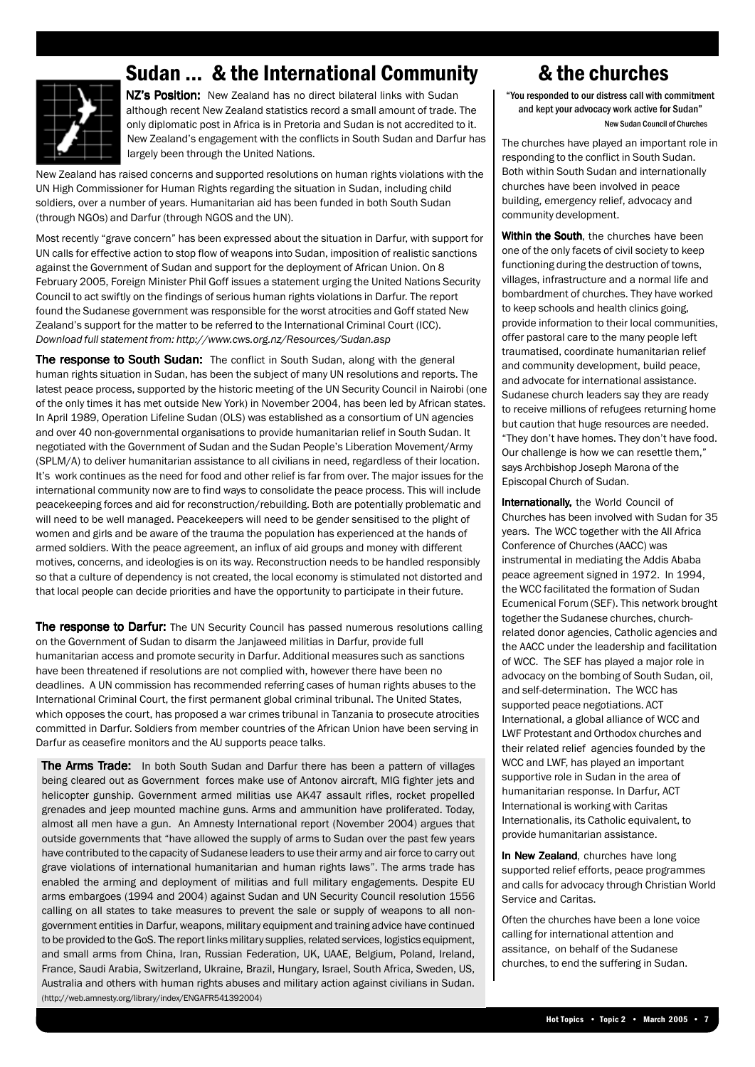## Sudan ... & the International Community

**NZ's Position:** New Zealand has no direct bilateral links with Sudan although recent New Zealand statistics record a small amount of trade. The only diplomatic post in Africa is in Pretoria and Sudan is not accredited to it. New Zealand's engagement with the conflicts in South Sudan and Darfur has largely been through the United Nations.

New Zealand has raised concerns and supported resolutions on human rights violations with the UN High Commissioner for Human Rights regarding the situation in Sudan, including child soldiers, over a number of years. Humanitarian aid has been funded in both South Sudan (through NGOs) and Darfur (through NGOS and the UN).

Most recently "grave concern" has been expressed about the situation in Darfur, with support for UN calls for effective action to stop flow of weapons into Sudan, imposition of realistic sanctions against the Government of Sudan and support for the deployment of African Union. On 8 February 2005, Foreign Minister Phil Goff issues a statement urging the United Nations Security Council to act swiftly on the findings of serious human rights violations in Darfur. The report found the Sudanese government was responsible for the worst atrocities and Goff stated New Zealand's support for the matter to be referred to the International Criminal Court (ICC). *Download full statement from: http://www.cws.org.nz/Resources/Sudan.asp*

**The response to South Sudan:** The conflict in South Sudan, along with the general human rights situation in Sudan, has been the subject of many UN resolutions and reports. The latest peace process, supported by the historic meeting of the UN Security Council in Nairobi (one of the only times it has met outside New York) in November 2004, has been led by African states. In April 1989, Operation Lifeline Sudan (OLS) was established as a consortium of UN agencies and over 40 non-governmental organisations to provide humanitarian relief in South Sudan. It negotiated with the Government of Sudan and the Sudan People's Liberation Movement/Army (SPLM/A) to deliver humanitarian assistance to all civilians in need, regardless of their location. It's work continues as the need for food and other relief is far from over. The major issues for the international community now are to find ways to consolidate the peace process. This will include peacekeeping forces and aid for reconstruction/rebuilding. Both are potentially problematic and will need to be well managed. Peacekeepers will need to be gender sensitised to the plight of women and girls and be aware of the trauma the population has experienced at the hands of armed soldiers. With the peace agreement, an influx of aid groups and money with different motives, concerns, and ideologies is on its way. Reconstruction needs to be handled responsibly so that a culture of dependency is not created, the local economy is stimulated not distorted and that local people can decide priorities and have the opportunity to participate in their future.

**The response to Darfur:** The UN Security Council has passed numerous resolutions calling on the Government of Sudan to disarm the Janjaweed militias in Darfur, provide full humanitarian access and promote security in Darfur. Additional measures such as sanctions have been threatened if resolutions are not complied with, however there have been no deadlines. A UN commission has recommended referring cases of human rights abuses to the International Criminal Court, the first permanent global criminal tribunal. The United States, which opposes the court, has proposed a war crimes tribunal in Tanzania to prosecute atrocities committed in Darfur. Soldiers from member countries of the African Union have been serving in Darfur as ceasefire monitors and the AU supports peace talks.

**The Arms Trade:** In both South Sudan and Darfur there has been a pattern of villages being cleared out as Government forces make use of Antonov aircraft, MIG fighter jets and helicopter gunship. Government armed militias use AK47 assault rifles, rocket propelled grenades and jeep mounted machine guns. Arms and ammunition have proliferated. Today, almost all men have a gun. An Amnesty International report (November 2004) argues that outside governments that "have allowed the supply of arms to Sudan over the past few years have contributed to the capacity of Sudanese leaders to use their army and air force to carry out grave violations of international humanitarian and human rights laws". The arms trade has enabled the arming and deployment of militias and full military engagements. Despite EU arms embargoes (1994 and 2004) against Sudan and UN Security Council resolution 1556 calling on all states to take measures to prevent the sale or supply of weapons to all non-government entities in Darfur, weapons, military equipment and training advice have continued to be provided to the GoS. The report links military supplies, related services, logistics equipment, and small arms from China, Iran, Russian Federation, UK, UAAE, Belgium, Poland, Ireland, France, Saudi Arabia, Switzerland, Ukraine, Brazil, Hungary, Israel, South Africa, Sweden, US, Australia and others with human rights abuses and military action against civilians in Sudan. (http://web.amnesty.org/library/index/ENGAFR541392004)

## & the churches

"You responded to our distress call with commitment and kept your advocacy work active for Sudan"
New Sudan Council of Churches

The churches have played an important role in responding to the conflict in South Sudan. Both within South Sudan and internationally churches have been involved in peace building, emergency relief, advocacy and community development.

**Within the South**, the churches have been one of the only facets of civil society to keep functioning during the destruction of towns, villages, infrastructure and a normal life and bombardment of churches. They have worked to keep schools and health clinics going, provide information to their local communities, offer pastoral care to the many people left traumatised, coordinate humanitarian relief and community development, build peace, and advocate for international assistance. Sudanese church leaders say they are ready to receive millions of refugees returning home but caution that huge resources are needed. "They don't have homes. They don't have food. Our challenge is how we can resettle them," says Archbishop Joseph Marona of the Episcopal Church of Sudan.

**Internationally,** the World Council of Churches has been involved with Sudan for 35 years. The WCC together with the All Africa Conference of Churches (AACC) was instrumental in mediating the Addis Ababa peace agreement signed in 1972. In 1994, the WCC facilitated the formation of Sudan Ecumenical Forum (SEF). This network brought together the Sudanese churches, church-related donor agencies, Catholic agencies and the AACC under the leadership and facilitation of WCC. The SEF has played a major role in advocacy on the bombing of South Sudan, oil, and self-determination. The WCC has supported peace negotiations. ACT International, a global alliance of WCC and LWF Protestant and Orthodox churches and their related relief agencies founded by the WCC and LWF, has played an important supportive role in Sudan in the area of humanitarian response. In Darfur, ACT International is working with Caritas Internationalis, its Catholic equivalent, to provide humanitarian assistance.

**In New Zealand**, churches have long supported relief efforts, peace programmes and calls for advocacy through Christian World Service and Caritas.

Often the churches have been a lone voice calling for international attention and assitance, on behalf of the Sudanese churches, to end the suffering in Sudan.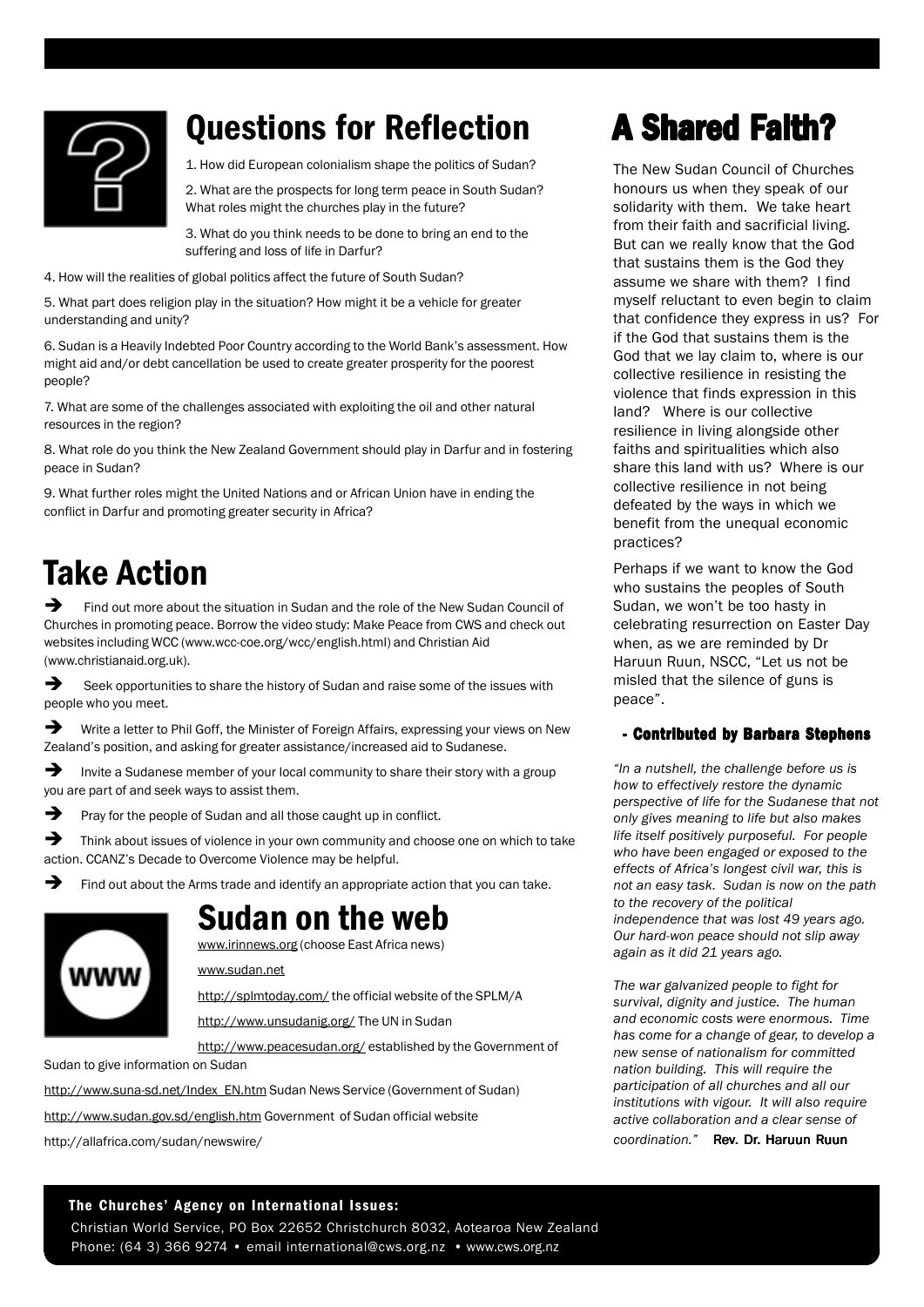## Questions for Reflection

1. How did European colonialism shape the politics of Sudan?

2. What are the prospects for long term peace in South Sudan? What roles might the churches play in the future?

3. What do you think needs to be done to bring an end to the suffering and loss of life in Darfur?

4. How will the realities of global politics affect the future of South Sudan?

5. What part does religion play in the situation? How might it be a vehicle for greater understanding and unity?

6. Sudan is a Heavily Indebted Poor Country according to the World Bank's assessment. How might aid and/or debt cancellation be used to create greater prosperity for the poorest people?

7. What are some of the challenges associated with exploiting the oil and other natural resources in the region?

8. What role do you think the New Zealand Government should play in Darfur and in fostering peace in Sudan?

9. What further roles might the United Nations and or African Union have in ending the conflict in Darfur and promoting greater security in Africa?

## Take Action

➔ Find out more about the situation in Sudan and the role of the New Sudan Council of Churches in promoting peace. Borrow the video study: Make Peace from CWS and check out websites including WCC (www.wcc-coe.org/wcc/english.html) and Christian Aid (www.christianaid.org.uk).

➔ Seek opportunities to share the history of Sudan and raise some of the issues with people who you meet.

➔ Write a letter to Phil Goff, the Minister of Foreign Affairs, expressing your views on New Zealand's position, and asking for greater assistance/increased aid to Sudanese.

➔ Invite a Sudanese member of your local community to share their story with a group you are part of and seek ways to assist them.

➔ Pray for the people of Sudan and all those caught up in conflict.

➔ Think about issues of violence in your own community and choose one on which to take action. CCANZ's Decade to Overcome Violence may be helpful.

➔ Find out about the Arms trade and identify an appropriate action that you can take.

## Sudan on the web

www.irinnews.org (choose East Africa news)

www.sudan.net

http://splmtoday.com/ the official website of the SPLM/A

http://www.unsudanig.org/ The UN in Sudan

http://www.peacesudan.org/ established by the Government of Sudan to give information on Sudan

http://www.suna-sd.net/Index_EN.htm Sudan News Service (Government of Sudan)

http://www.sudan.gov.sd/english.htm Government of Sudan official website

http://allafrica.com/sudan/newswire/

## A Shared Faith?

The New Sudan Council of Churches honours us when they speak of our solidarity with them. We take heart from their faith and sacrificial living. But can we really know that the God that sustains them is the God they assume we share with them? I find myself reluctant to even begin to claim that confidence they express in us? For if the God that sustains them is the God that we lay claim to, where is our collective resilience in resisting the violence that finds expression in this land? Where is our collective resilience in living alongside other faiths and spiritualities which also share this land with us? Where is our collective resilience in not being defeated by the ways in which we benefit from the unequal economic practices?

Perhaps if we want to know the God who sustains the peoples of South Sudan, we won't be too hasty in celebrating resurrection on Easter Day when, as we are reminded by Dr Haruun Ruun, NSCC, "Let us not be misled that the silence of guns is peace".

**- Contributed by Barbara Stephens**

*"In a nutshell, the challenge before us is how to effectively restore the dynamic perspective of life for the Sudanese that not only gives meaning to life but also makes life itself positively purposeful. For people who have been engaged or exposed to the effects of Africa's longest civil war, this is not an easy task. Sudan is now on the path to the recovery of the political independence that was lost 49 years ago. Our hard-won peace should not slip away again as it did 21 years ago.*

*The war galvanized people to fight for survival, dignity and justice. The human and economic costs were enormous. Time has come for a change of gear, to develop a new sense of nationalism for committed nation building. This will require the participation of all churches and all our institutions with vigour. It will also require active collaboration and a clear sense of coordination."* **Rev. Dr. Haruun Ruun**

**The Churches' Agency on International Issues:**

Christian World Service, PO Box 22652 Christchurch 8032, Aotearoa New Zealand
Phone: (64 3) 366 9274 • email international@cws.org.nz • www.cws.org.nz